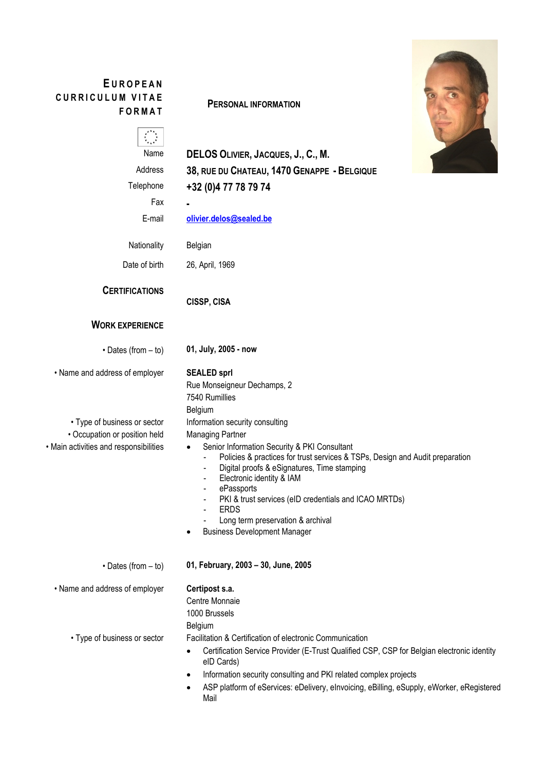# EUROPEAN CURRICULUM VITAE FORMAT

## PERSONAL INFORMATION

| | |
|---|---|
| Name | **DELOS OLIVIER, JACQUES, J., C., M.** |
| Address | **38, RUE DU CHATEAU, 1470 GENAPPE - BELGIQUE** |
| Telephone | **+32 (0)4 77 78 79 74** |
| Fax | **-** |
| E-mail | **olivier.delos@sealed.be** |
| Nationality | Belgian |
| Date of birth | 26, April, 1969 |

## CERTIFICATIONS

**CISSP, CISA**

## WORK EXPERIENCE

• Dates (from – to)
**01, July, 2005 - now**

• Name and address of employer
**SEALED sprl**
Rue Monseigneur Dechamps, 2
7540 Rumillies
Belgium

• Type of business or sector
Information security consulting

• Occupation or position held
Managing Partner

• Main activities and responsibilities

- Senior Information Security & PKI Consultant
  - Policies & practices for trust services & TSPs, Design and Audit preparation
  - Digital proofs & eSignatures, Time stamping
  - Electronic identity & IAM
  - ePassports
  - PKI & trust services (eID credentials and ICAO MRTDs)
  - ERDS
  - Long term preservation & archival
- Business Development Manager

• Dates (from – to)
**01, February, 2003 – 30, June, 2005**

• Name and address of employer
**Certipost s.a.**
Centre Monnaie
1000 Brussels
Belgium

• Type of business or sector
Facilitation & Certification of electronic Communication

- Certification Service Provider (E-Trust Qualified CSP, CSP for Belgian electronic identity eID Cards)
- Information security consulting and PKI related complex projects
- ASP platform of eServices: eDelivery, eInvoicing, eBilling, eSupply, eWorker, eRegistered Mail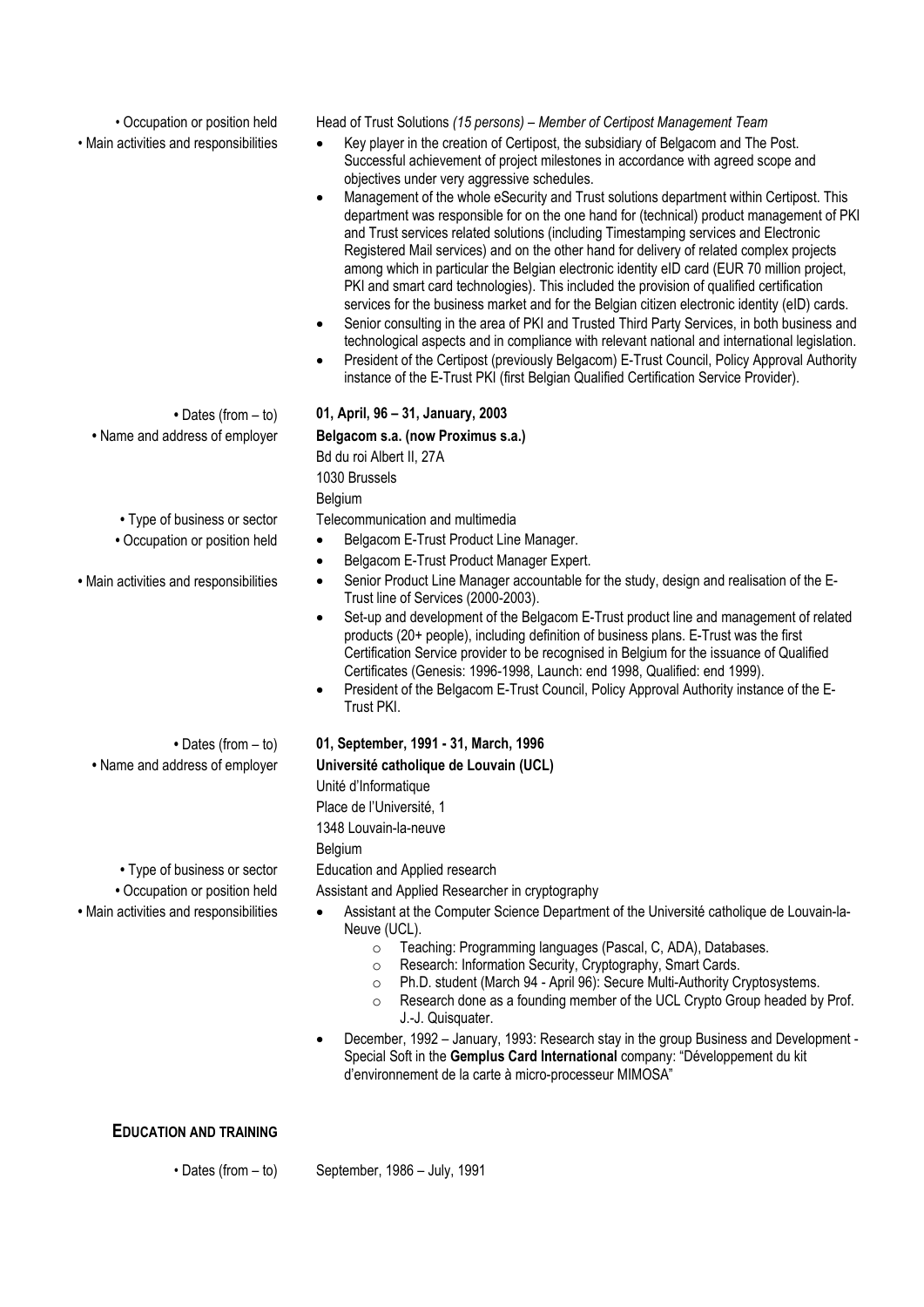| | |
|---|---|
| • Occupation or position held | Head of Trust Solutions *(15 persons) – Member of Certipost Management Team* |
| • Main activities and responsibilities | • Key player in the creation of Certipost, the subsidiary of Belgacom and The Post. Successful achievement of project milestones in accordance with agreed scope and objectives under very aggressive schedules.<br>• Management of the whole eSecurity and Trust solutions department within Certipost. This department was responsible for on the one hand for (technical) product management of PKI and Trust services related solutions (including Timestamping services and Electronic Registered Mail services) and on the other hand for delivery of related complex projects among which in particular the Belgian electronic identity eID card (EUR 70 million project, PKI and smart card technologies). This included the provision of qualified certification services for the business market and for the Belgian citizen electronic identity (eID) cards.<br>• Senior consulting in the area of PKI and Trusted Third Party Services, in both business and technological aspects and in compliance with relevant national and international legislation.<br>• President of the Certipost (previously Belgacom) E-Trust Council, Policy Approval Authority instance of the E-Trust PKI (first Belgian Qualified Certification Service Provider). |
| • Dates (from – to) | **01, April, 96 – 31, January, 2003** |
| • Name and address of employer | **Belgacom s.a. (now Proximus s.a.)**<br>Bd du roi Albert II, 27A<br>1030 Brussels<br>Belgium |
| • Type of business or sector | Telecommunication and multimedia |
| • Occupation or position held | • Belgacom E-Trust Product Line Manager.<br>• Belgacom E-Trust Product Manager Expert. |
| • Main activities and responsibilities | • Senior Product Line Manager accountable for the study, design and realisation of the E-Trust line of Services (2000-2003).<br>• Set-up and development of the Belgacom E-Trust product line and management of related products (20+ people), including definition of business plans. E-Trust was the first Certification Service provider to be recognised in Belgium for the issuance of Qualified Certificates (Genesis: 1996-1998, Launch: end 1998, Qualified: end 1999).<br>• President of the Belgacom E-Trust Council, Policy Approval Authority instance of the E-Trust PKI. |
| • Dates (from – to) | **01, September, 1991 - 31, March, 1996** |
| • Name and address of employer | **Université catholique de Louvain (UCL)**<br>Unité d'Informatique<br>Place de l'Université, 1<br>1348 Louvain-la-neuve<br>Belgium |
| • Type of business or sector | Education and Applied research |
| • Occupation or position held | Assistant and Applied Researcher in cryptography |
| • Main activities and responsibilities | • Assistant at the Computer Science Department of the Université catholique de Louvain-la-Neuve (UCL).<br>  ○ Teaching: Programming languages (Pascal, C, ADA), Databases.<br>  ○ Research: Information Security, Cryptography, Smart Cards.<br>  ○ Ph.D. student (March 94 - April 96): Secure Multi-Authority Cryptosystems.<br>  ○ Research done as a founding member of the UCL Crypto Group headed by Prof. J.-J. Quisquater.<br>• December, 1992 – January, 1993: Research stay in the group Business and Development - Special Soft in the **Gemplus Card International** company: "Développement du kit d'environnement de la carte à micro-processeur MIMOSA" |

## EDUCATION AND TRAINING

| | |
|---|---|
| • Dates (from – to) | September, 1986 – July, 1991 |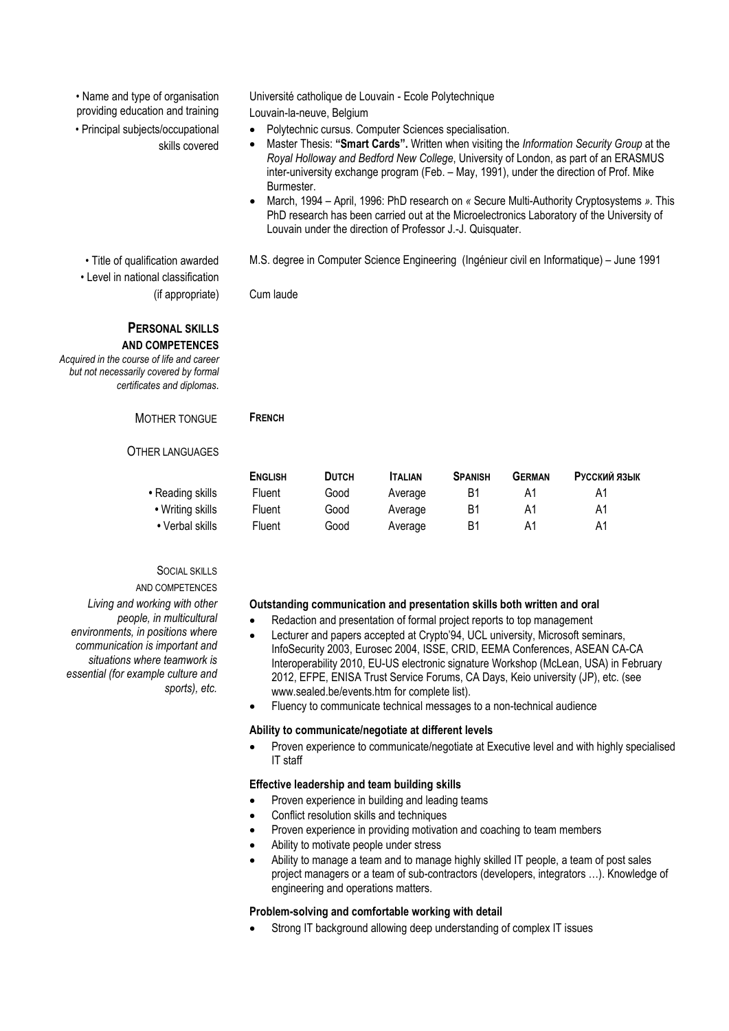- **Name and type of organisation providing education and training:** Université catholique de Louvain - Ecole Polytechnique
  Louvain-la-neuve, Belgium
- **Principal subjects/occupational skills covered:**
  - Polytechnic cursus. Computer Sciences specialisation.
  - Master Thesis: **"Smart Cards".** Written when visiting the *Information Security Group* at the *Royal Holloway and Bedford New College*, University of London, as part of an ERASMUS inter-university exchange program (Feb. – May, 1991), under the direction of Prof. Mike Burmester.
  - March, 1994 – April, 1996: PhD research on « Secure Multi-Authority Cryptosystems ». This PhD research has been carried out at the Microelectronics Laboratory of the University of Louvain under the direction of Professor J.-J. Quisquater.
- **Title of qualification awarded:** M.S. degree in Computer Science Engineering (Ingénieur civil en Informatique) – June 1991
- **Level in national classification (if appropriate):** Cum laude

## PERSONAL SKILLS AND COMPETENCES

*Acquired in the course of life and career but not necessarily covered by formal certificates and diplomas.*

**MOTHER TONGUE:** **FRENCH**

**OTHER LANGUAGES**

| | ENGLISH | DUTCH | ITALIAN | SPANISH | GERMAN | РУССКИЙ ЯЗЫК |
|---|---|---|---|---|---|---|
| • Reading skills | Fluent | Good | Average | B1 | A1 | A1 |
| • Writing skills | Fluent | Good | Average | B1 | A1 | A1 |
| • Verbal skills | Fluent | Good | Average | B1 | A1 | A1 |

### SOCIAL SKILLS AND COMPETENCES

*Living and working with other people, in multicultural environments, in positions where communication is important and situations where teamwork is essential (for example culture and sports), etc.*

**Outstanding communication and presentation skills both written and oral**

- Redaction and presentation of formal project reports to top management
- Lecturer and papers accepted at Crypto'94, UCL university, Microsoft seminars, InfoSecurity 2003, Eurosec 2004, ISSE, CRID, EEMA Conferences, ASEAN CA-CA Interoperability 2010, EU-US electronic signature Workshop (McLean, USA) in February 2012, EFPE, ENISA Trust Service Forums, CA Days, Keio university (JP), etc. (see www.sealed.be/events.htm for complete list).
- Fluency to communicate technical messages to a non-technical audience

**Ability to communicate/negotiate at different levels**

- Proven experience to communicate/negotiate at Executive level and with highly specialised IT staff

**Effective leadership and team building skills**

- Proven experience in building and leading teams
- Conflict resolution skills and techniques
- Proven experience in providing motivation and coaching to team members
- Ability to motivate people under stress
- Ability to manage a team and to manage highly skilled IT people, a team of post sales project managers or a team of sub-contractors (developers, integrators …). Knowledge of engineering and operations matters.

**Problem-solving and comfortable working with detail**

- Strong IT background allowing deep understanding of complex IT issues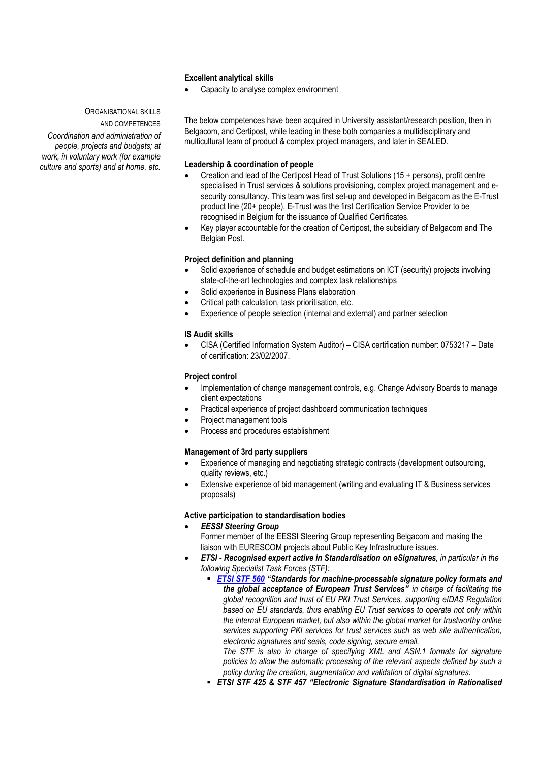**Excellent analytical skills**

- Capacity to analyse complex environment

ORGANISATIONAL SKILLS AND COMPETENCES

*Coordination and administration of people, projects and budgets; at work, in voluntary work (for example culture and sports) and at home, etc.*

The below competences have been acquired in University assistant/research position, then in Belgacom, and Certipost, while leading in these both companies a multidisciplinary and multicultural team of product & complex project managers, and later in SEALED.

**Leadership & coordination of people**

- Creation and lead of the Certipost Head of Trust Solutions (15 + persons), profit centre specialised in Trust services & solutions provisioning, complex project management and e-security consultancy. This team was first set-up and developed in Belgacom as the E-Trust product line (20+ people). E-Trust was the first Certification Service Provider to be recognised in Belgium for the issuance of Qualified Certificates.
- Key player accountable for the creation of Certipost, the subsidiary of Belgacom and The Belgian Post.

**Project definition and planning**

- Solid experience of schedule and budget estimations on ICT (security) projects involving state-of-the-art technologies and complex task relationships
- Solid experience in Business Plans elaboration
- Critical path calculation, task prioritisation, etc.
- Experience of people selection (internal and external) and partner selection

**IS Audit skills**

- CISA (Certified Information System Auditor) – CISA certification number: 0753217 – Date of certification: 23/02/2007.

**Project control**

- Implementation of change management controls, e.g. Change Advisory Boards to manage client expectations
- Practical experience of project dashboard communication techniques
- Project management tools
- Process and procedures establishment

**Management of 3rd party suppliers**

- Experience of managing and negotiating strategic contracts (development outsourcing, quality reviews, etc.)
- Extensive experience of bid management (writing and evaluating IT & Business services proposals)

**Active participation to standardisation bodies**

- ***EESSI Steering Group***
  Former member of the EESSI Steering Group representing Belgacom and making the liaison with EURESCOM projects about Public Key Infrastructure issues.
- ***ETSI - Recognised expert active in Standardisation on eSignatures****, in particular in the following Specialist Task Forces (STF):*
  - ***ETSI STF 560*** ***"Standards for machine-processable signature policy formats and the global acceptance of European Trust Services"*** *in charge of facilitating the global recognition and trust of EU PKI Trust Services, supporting eIDAS Regulation based on EU standards, thus enabling EU Trust services to operate not only within the internal European market, but also within the global market for trustworthy online services supporting PKI services for trust services such as web site authentication, electronic signatures and seals, code signing, secure email.*
    *The STF is also in charge of specifying XML and ASN.1 formats for signature policies to allow the automatic processing of the relevant aspects defined by such a policy during the creation, augmentation and validation of digital signatures.*
  - ***ETSI STF 425 & STF 457 "Electronic Signature Standardisation in Rationalised***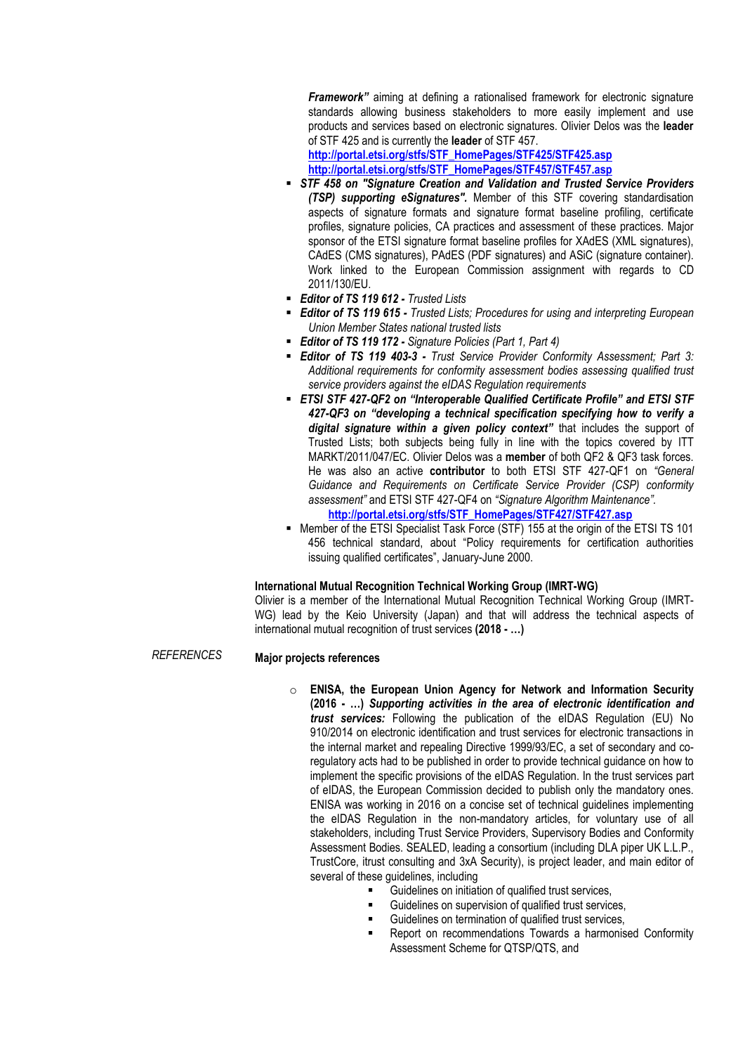***Framework"*** aiming at defining a rationalised framework for electronic signature standards allowing business stakeholders to more easily implement and use products and services based on electronic signatures. Olivier Delos was the **leader** of STF 425 and is currently the **leader** of STF 457.
**http://portal.etsi.org/stfs/STF_HomePages/STF425/STF425.asp**
**http://portal.etsi.org/stfs/STF_HomePages/STF457/STF457.asp**

- ***STF 458 on "Signature Creation and Validation and Trusted Service Providers (TSP) supporting eSignatures".*** Member of this STF covering standardisation aspects of signature formats and signature format baseline profiling, certificate profiles, signature policies, CA practices and assessment of these practices. Major sponsor of the ETSI signature format baseline profiles for XAdES (XML signatures), CAdES (CMS signatures), PAdES (PDF signatures) and ASiC (signature container). Work linked to the European Commission assignment with regards to CD 2011/130/EU.
- ***Editor of TS 119 612 -*** *Trusted Lists*
- ***Editor of TS 119 615 -*** *Trusted Lists; Procedures for using and interpreting European Union Member States national trusted lists*
- ***Editor of TS 119 172 -*** *Signature Policies (Part 1, Part 4)*
- ***Editor of TS 119 403-3 -*** *Trust Service Provider Conformity Assessment; Part 3: Additional requirements for conformity assessment bodies assessing qualified trust service providers against the eIDAS Regulation requirements*
- ***ETSI STF 427-QF2 on "Interoperable Qualified Certificate Profile" and ETSI STF 427-QF3 on "developing a technical specification specifying how to verify a digital signature within a given policy context"*** that includes the support of Trusted Lists; both subjects being fully in line with the topics covered by ITT MARKT/2011/047/EC. Olivier Delos was a **member** of both QF2 & QF3 task forces. He was also an active **contributor** to both ETSI STF 427-QF1 on *"General Guidance and Requirements on Certificate Service Provider (CSP) conformity assessment"* and ETSI STF 427-QF4 on *"Signature Algorithm Maintenance"*.
**http://portal.etsi.org/stfs/STF_HomePages/STF427/STF427.asp**
- Member of the ETSI Specialist Task Force (STF) 155 at the origin of the ETSI TS 101 456 technical standard, about "Policy requirements for certification authorities issuing qualified certificates", January-June 2000.

**International Mutual Recognition Technical Working Group (IMRT-WG)**

Olivier is a member of the International Mutual Recognition Technical Working Group (IMRT-WG) lead by the Keio University (Japan) and that will address the technical aspects of international mutual recognition of trust services **(2018 - …)**

*REFERENCES*

**Major projects references**

- **ENISA, the European Union Agency for Network and Information Security (2016 - …)** ***Supporting activities in the area of electronic identification and trust services:*** Following the publication of the eIDAS Regulation (EU) No 910/2014 on electronic identification and trust services for electronic transactions in the internal market and repealing Directive 1999/93/EC, a set of secondary and co-regulatory acts had to be published in order to provide technical guidance on how to implement the specific provisions of the eIDAS Regulation. In the trust services part of eIDAS, the European Commission decided to publish only the mandatory ones. ENISA was working in 2016 on a concise set of technical guidelines implementing the eIDAS Regulation in the non-mandatory articles, for voluntary use of all stakeholders, including Trust Service Providers, Supervisory Bodies and Conformity Assessment Bodies. SEALED, leading a consortium (including DLA piper UK L.L.P., TrustCore, itrust consulting and 3xA Security), is project leader, and main editor of several of these guidelines, including
  - Guidelines on initiation of qualified trust services,
  - Guidelines on supervision of qualified trust services,
  - Guidelines on termination of qualified trust services,
  - Report on recommendations Towards a harmonised Conformity Assessment Scheme for QTSP/QTS, and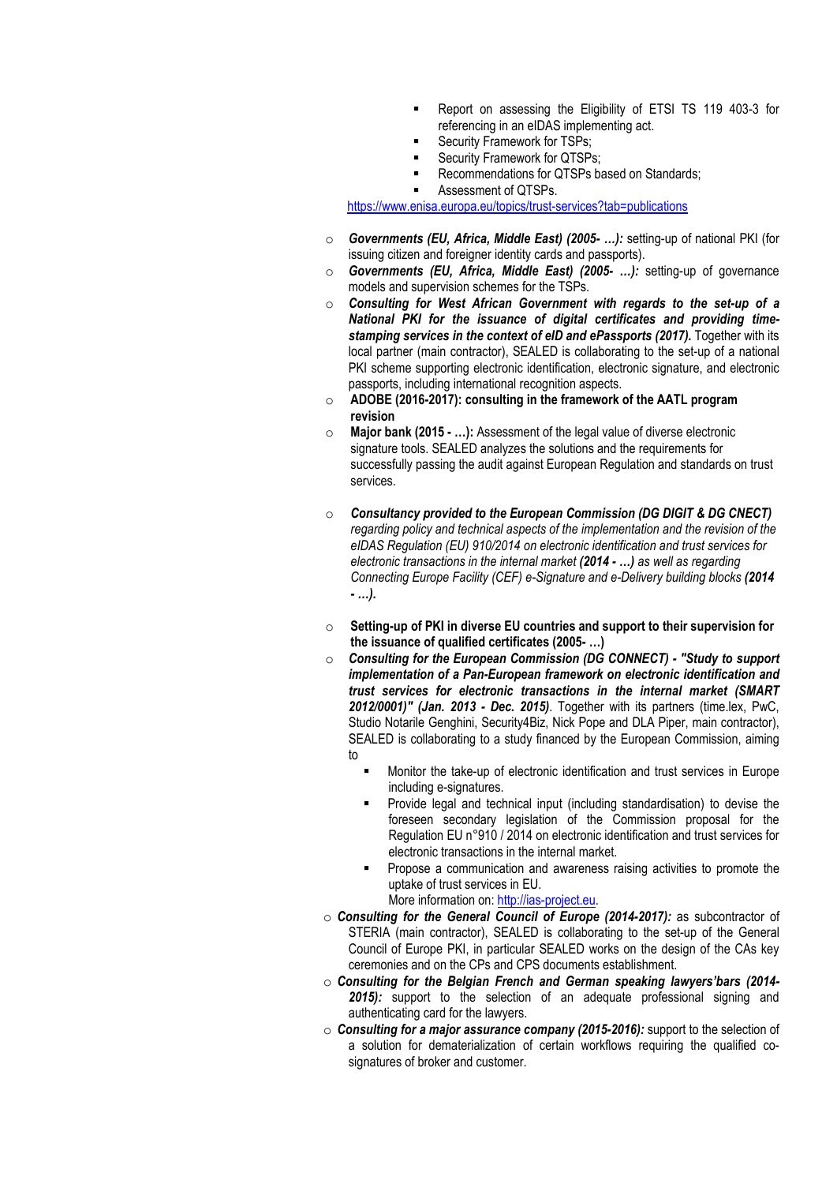- Report on assessing the Eligibility of ETSI TS 119 403-3 for referencing in an eIDAS implementing act.
    - Security Framework for TSPs;
    - Security Framework for QTSPs;
    - Recommendations for QTSPs based on Standards;
    - Assessment of QTSPs.

  https://www.enisa.europa.eu/topics/trust-services?tab=publications

- ***Governments (EU, Africa, Middle East) (2005- …):*** setting-up of national PKI (for issuing citizen and foreigner identity cards and passports).
- ***Governments (EU, Africa, Middle East) (2005- …):*** setting-up of governance models and supervision schemes for the TSPs.
- ***Consulting for West African Government with regards to the set-up of a National PKI for the issuance of digital certificates and providing time-stamping services in the context of eID and ePassports (2017).*** Together with its local partner (main contractor), SEALED is collaborating to the set-up of a national PKI scheme supporting electronic identification, electronic signature, and electronic passports, including international recognition aspects.
- **ADOBE (2016-2017): consulting in the framework of the AATL program revision**
- **Major bank (2015 - …):** Assessment of the legal value of diverse electronic signature tools. SEALED analyzes the solutions and the requirements for successfully passing the audit against European Regulation and standards on trust services.
- ***Consultancy provided to the European Commission (DG DIGIT & DG CNECT)*** *regarding policy and technical aspects of the implementation and the revision of the eIDAS Regulation (EU) 910/2014 on electronic identification and trust services for electronic transactions in the internal market* ***(2014 - …)*** *as well as regarding Connecting Europe Facility (CEF) e-Signature and e-Delivery building blocks* ***(2014 - …).***
- **Setting-up of PKI in diverse EU countries and support to their supervision for the issuance of qualified certificates (2005- …)**
- ***Consulting for the European Commission (DG CONNECT) - "Study to support implementation of a Pan-European framework on electronic identification and trust services for electronic transactions in the internal market (SMART 2012/0001)" (Jan. 2013 - Dec. 2015)***. Together with its partners (time.lex, PwC, Studio Notarile Genghini, Security4Biz, Nick Pope and DLA Piper, main contractor), SEALED is collaborating to a study financed by the European Commission, aiming to
    - Monitor the take-up of electronic identification and trust services in Europe including e-signatures.
    - Provide legal and technical input (including standardisation) to devise the foreseen secondary legislation of the Commission proposal for the Regulation EU n°910 / 2014 on electronic identification and trust services for electronic transactions in the internal market.
    - Propose a communication and awareness raising activities to promote the uptake of trust services in EU.

    More information on: http://ias-project.eu.
- ***Consulting for the General Council of Europe (2014-2017):*** as subcontractor of STERIA (main contractor), SEALED is collaborating to the set-up of the General Council of Europe PKI, in particular SEALED works on the design of the CAs key ceremonies and on the CPs and CPS documents establishment.
- ***Consulting for the Belgian French and German speaking lawyers'bars (2014-2015):*** support to the selection of an adequate professional signing and authenticating card for the lawyers.
- ***Consulting for a major assurance company (2015-2016):*** support to the selection of a solution for dematerialization of certain workflows requiring the qualified co-signatures of broker and customer.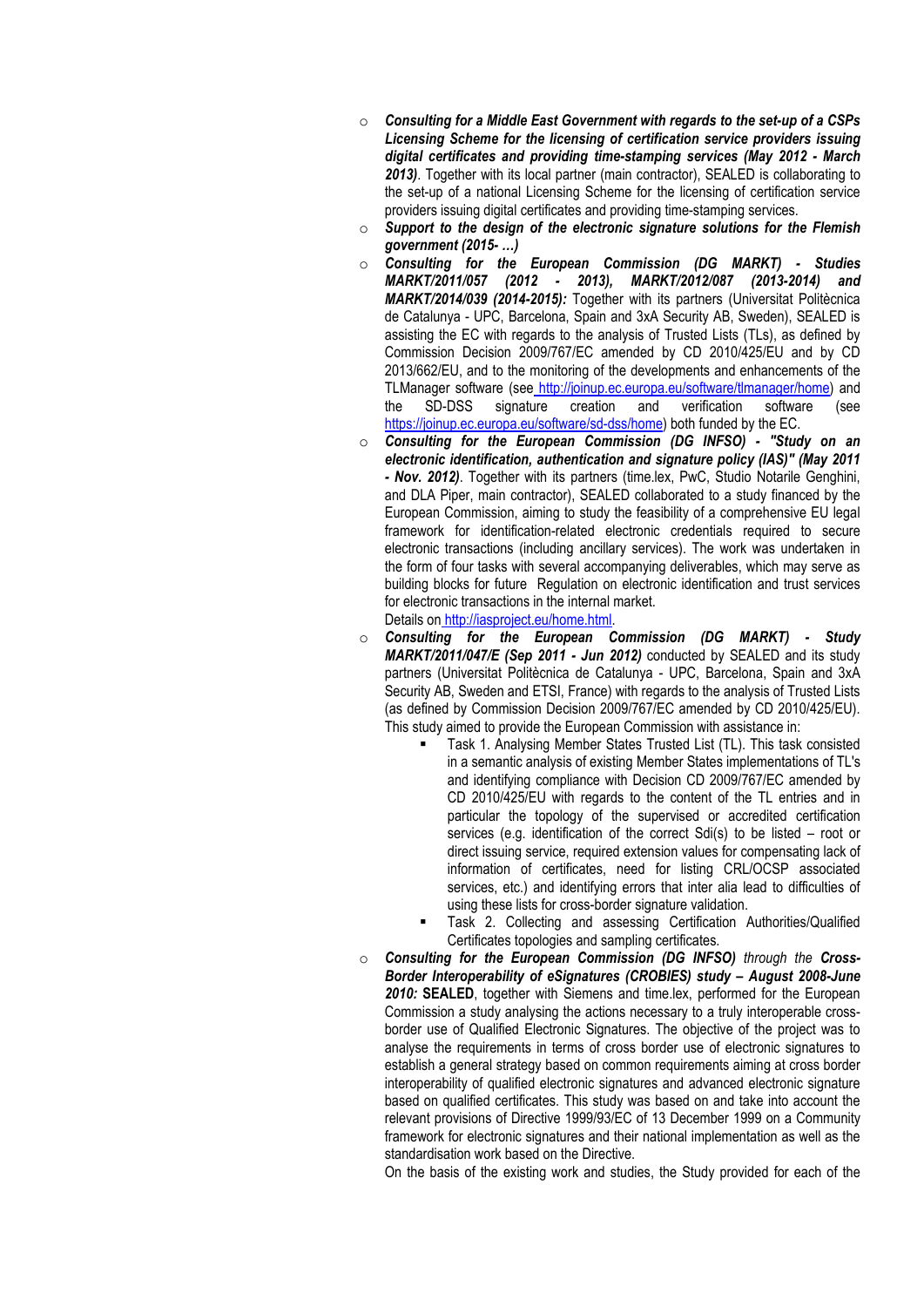- ***Consulting for a Middle East Government with regards to the set-up of a CSPs Licensing Scheme for the licensing of certification service providers issuing digital certificates and providing time-stamping services (May 2012 - March 2013)***. Together with its local partner (main contractor), SEALED is collaborating to the set-up of a national Licensing Scheme for the licensing of certification service providers issuing digital certificates and providing time-stamping services.
- ***Support to the design of the electronic signature solutions for the Flemish government (2015- …)***
- ***Consulting for the European Commission (DG MARKT) - Studies MARKT/2011/057 (2012 - 2013), MARKT/2012/087 (2013-2014) and MARKT/2014/039 (2014-2015):*** Together with its partners (Universitat Politècnica de Catalunya - UPC, Barcelona, Spain and 3xA Security AB, Sweden), SEALED is assisting the EC with regards to the analysis of Trusted Lists (TLs), as defined by Commission Decision 2009/767/EC amended by CD 2010/425/EU and by CD 2013/662/EU, and to the monitoring of the developments and enhancements of the TLManager software (see http://joinup.ec.europa.eu/software/tlmanager/home) and the SD-DSS signature creation and verification software (see https://joinup.ec.europa.eu/software/sd-dss/home) both funded by the EC.
- ***Consulting for the European Commission (DG INFSO) - "Study on an electronic identification, authentication and signature policy (IAS)" (May 2011 - Nov. 2012)***. Together with its partners (time.lex, PwC, Studio Notarile Genghini, and DLA Piper, main contractor), SEALED collaborated to a study financed by the European Commission, aiming to study the feasibility of a comprehensive EU legal framework for identification-related electronic credentials required to secure electronic transactions (including ancillary services). The work was undertaken in the form of four tasks with several accompanying deliverables, which may serve as building blocks for future Regulation on electronic identification and trust services for electronic transactions in the internal market.
  Details on http://iasproject.eu/home.html.
- ***Consulting for the European Commission (DG MARKT) - Study MARKT/2011/047/E (Sep 2011 - Jun 2012)*** conducted by SEALED and its study partners (Universitat Politècnica de Catalunya - UPC, Barcelona, Spain and 3xA Security AB, Sweden and ETSI, France) with regards to the analysis of Trusted Lists (as defined by Commission Decision 2009/767/EC amended by CD 2010/425/EU). This study aimed to provide the European Commission with assistance in:
  - Task 1. Analysing Member States Trusted List (TL). This task consisted in a semantic analysis of existing Member States implementations of TL's and identifying compliance with Decision CD 2009/767/EC amended by CD 2010/425/EU with regards to the content of the TL entries and in particular the topology of the supervised or accredited certification services (e.g. identification of the correct Sdi(s) to be listed – root or direct issuing service, required extension values for compensating lack of information of certificates, need for listing CRL/OCSP associated services, etc.) and identifying errors that inter alia lead to difficulties of using these lists for cross-border signature validation.
  - Task 2. Collecting and assessing Certification Authorities/Qualified Certificates topologies and sampling certificates.
- ***Consulting for the European Commission (DG INFSO)*** *through the* ***Cross-Border Interoperability of eSignatures (CROBIES) study – August 2008-June 2010:*** **SEALED**, together with Siemens and time.lex, performed for the European Commission a study analysing the actions necessary to a truly interoperable cross-border use of Qualified Electronic Signatures. The objective of the project was to analyse the requirements in terms of cross border use of electronic signatures to establish a general strategy based on common requirements aiming at cross border interoperability of qualified electronic signatures and advanced electronic signature based on qualified certificates. This study was based on and take into account the relevant provisions of Directive 1999/93/EC of 13 December 1999 on a Community framework for electronic signatures and their national implementation as well as the standardisation work based on the Directive.
  On the basis of the existing work and studies, the Study provided for each of the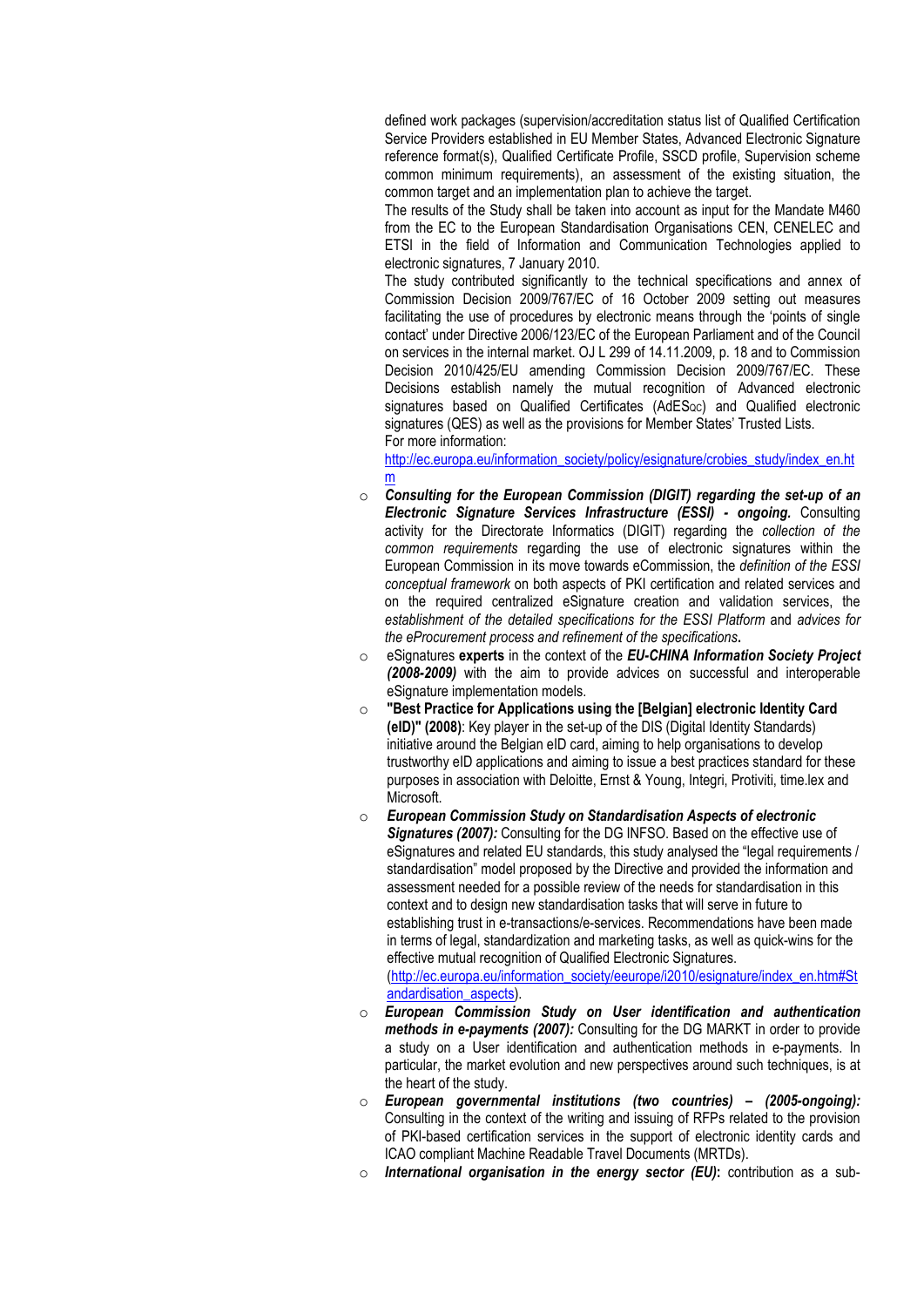defined work packages (supervision/accreditation status list of Qualified Certification Service Providers established in EU Member States, Advanced Electronic Signature reference format(s), Qualified Certificate Profile, SSCD profile, Supervision scheme common minimum requirements), an assessment of the existing situation, the common target and an implementation plan to achieve the target.

The results of the Study shall be taken into account as input for the Mandate M460 from the EC to the European Standardisation Organisations CEN, CENELEC and ETSI in the field of Information and Communication Technologies applied to electronic signatures, 7 January 2010.

The study contributed significantly to the technical specifications and annex of Commission Decision 2009/767/EC of 16 October 2009 setting out measures facilitating the use of procedures by electronic means through the 'points of single contact' under Directive 2006/123/EC of the European Parliament and of the Council on services in the internal market. OJ L 299 of 14.11.2009, p. 18 and to Commission Decision 2010/425/EU amending Commission Decision 2009/767/EC. These Decisions establish namely the mutual recognition of Advanced electronic signatures based on Qualified Certificates ($AdES_{QC}$) and Qualified electronic signatures (QES) as well as the provisions for Member States' Trusted Lists.

For more information:
http://ec.europa.eu/information_society/policy/esignature/crobies_study/index_en.htm

- ***Consulting for the European Commission (DIGIT) regarding the set-up of an Electronic Signature Services Infrastructure (ESSI) - ongoing.*** Consulting activity for the Directorate Informatics (DIGIT) regarding the *collection of the common requirements* regarding the use of electronic signatures within the European Commission in its move towards eCommission, the *definition of the ESSI conceptual framework* on both aspects of PKI certification and related services and on the required centralized eSignature creation and validation services, the *establishment of the detailed specifications for the ESSI Platform* and *advices for the eProcurement process and refinement of the specifications*.
- eSignatures **experts** in the context of the ***EU-CHINA Information Society Project (2008-2009)*** with the aim to provide advices on successful and interoperable eSignature implementation models.
- **"Best Practice for Applications using the [Belgian] electronic Identity Card (eID)" (2008)**: Key player in the set-up of the DIS (Digital Identity Standards) initiative around the Belgian eID card, aiming to help organisations to develop trustworthy eID applications and aiming to issue a best practices standard for these purposes in association with Deloitte, Ernst & Young, Integri, Protiviti, time.lex and Microsoft.
- ***European Commission Study on Standardisation Aspects of electronic Signatures (2007):*** Consulting for the DG INFSO. Based on the effective use of eSignatures and related EU standards, this study analysed the "legal requirements / standardisation" model proposed by the Directive and provided the information and assessment needed for a possible review of the needs for standardisation in this context and to design new standardisation tasks that will serve in future to establishing trust in e-transactions/e-services. Recommendations have been made in terms of legal, standardization and marketing tasks, as well as quick-wins for the effective mutual recognition of Qualified Electronic Signatures. (http://ec.europa.eu/information_society/eeurope/i2010/esignature/index_en.htm#Standardisation_aspects).
- ***European Commission Study on User identification and authentication methods in e-payments (2007):*** Consulting for the DG MARKT in order to provide a study on a User identification and authentication methods in e-payments. In particular, the market evolution and new perspectives around such techniques, is at the heart of the study.
- ***European governmental institutions (two countries) – (2005-ongoing):*** Consulting in the context of the writing and issuing of RFPs related to the provision of PKI-based certification services in the support of electronic identity cards and ICAO compliant Machine Readable Travel Documents (MRTDs).
- ***International organisation in the energy sector (EU)*****:** contribution as a sub-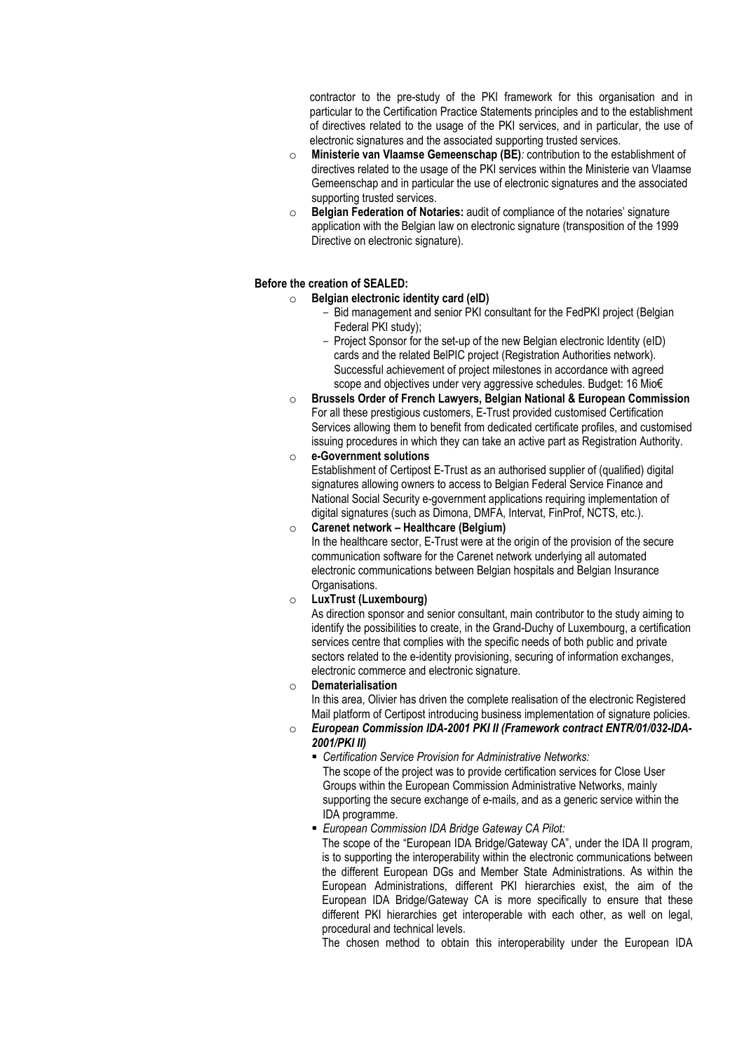contractor to the pre-study of the PKI framework for this organisation and in particular to the Certification Practice Statements principles and to the establishment of directives related to the usage of the PKI services, and in particular, the use of electronic signatures and the associated supporting trusted services.

- **Ministerie van Vlaamse Gemeenschap (BE)***:* contribution to the establishment of directives related to the usage of the PKI services within the Ministerie van Vlaamse Gemeenschap and in particular the use of electronic signatures and the associated supporting trusted services.
- **Belgian Federation of Notaries:** audit of compliance of the notaries' signature application with the Belgian law on electronic signature (transposition of the 1999 Directive on electronic signature).

**Before the creation of SEALED:**

- **Belgian electronic identity card (eID)**
  - Bid management and senior PKI consultant for the FedPKI project (Belgian Federal PKI study);
  - Project Sponsor for the set-up of the new Belgian electronic Identity (eID) cards and the related BelPIC project (Registration Authorities network). Successful achievement of project milestones in accordance with agreed scope and objectives under very aggressive schedules. Budget: 16 Mio€
- **Brussels Order of French Lawyers, Belgian National & European Commission**
  For all these prestigious customers, E-Trust provided customised Certification Services allowing them to benefit from dedicated certificate profiles, and customised issuing procedures in which they can take an active part as Registration Authority.
- **e-Government solutions**
  Establishment of Certipost E-Trust as an authorised supplier of (qualified) digital signatures allowing owners to access to Belgian Federal Service Finance and National Social Security e-government applications requiring implementation of digital signatures (such as Dimona, DMFA, Intervat, FinProf, NCTS, etc.).
- **Carenet network – Healthcare (Belgium)**
  In the healthcare sector, E-Trust were at the origin of the provision of the secure communication software for the Carenet network underlying all automated electronic communications between Belgian hospitals and Belgian Insurance Organisations.
- **LuxTrust (Luxembourg)**
  As direction sponsor and senior consultant, main contributor to the study aiming to identify the possibilities to create, in the Grand-Duchy of Luxembourg, a certification services centre that complies with the specific needs of both public and private sectors related to the e-identity provisioning, securing of information exchanges, electronic commerce and electronic signature.
- **Dematerialisation**
  In this area, Olivier has driven the complete realisation of the electronic Registered Mail platform of Certipost introducing business implementation of signature policies.
- ***European Commission IDA-2001 PKI II (Framework contract ENTR/01/032-IDA-2001/PKI II)***
  - *Certification Service Provision for Administrative Networks:*
    The scope of the project was to provide certification services for Close User Groups within the European Commission Administrative Networks, mainly supporting the secure exchange of e-mails, and as a generic service within the IDA programme.
  - *European Commission IDA Bridge Gateway CA Pilot:*
    The scope of the "European IDA Bridge/Gateway CA", under the IDA II program, is to supporting the interoperability within the electronic communications between the different European DGs and Member State Administrations. As within the European Administrations, different PKI hierarchies exist, the aim of the European IDA Bridge/Gateway CA is more specifically to ensure that these different PKI hierarchies get interoperable with each other, as well on legal, procedural and technical levels.
    The chosen method to obtain this interoperability under the European IDA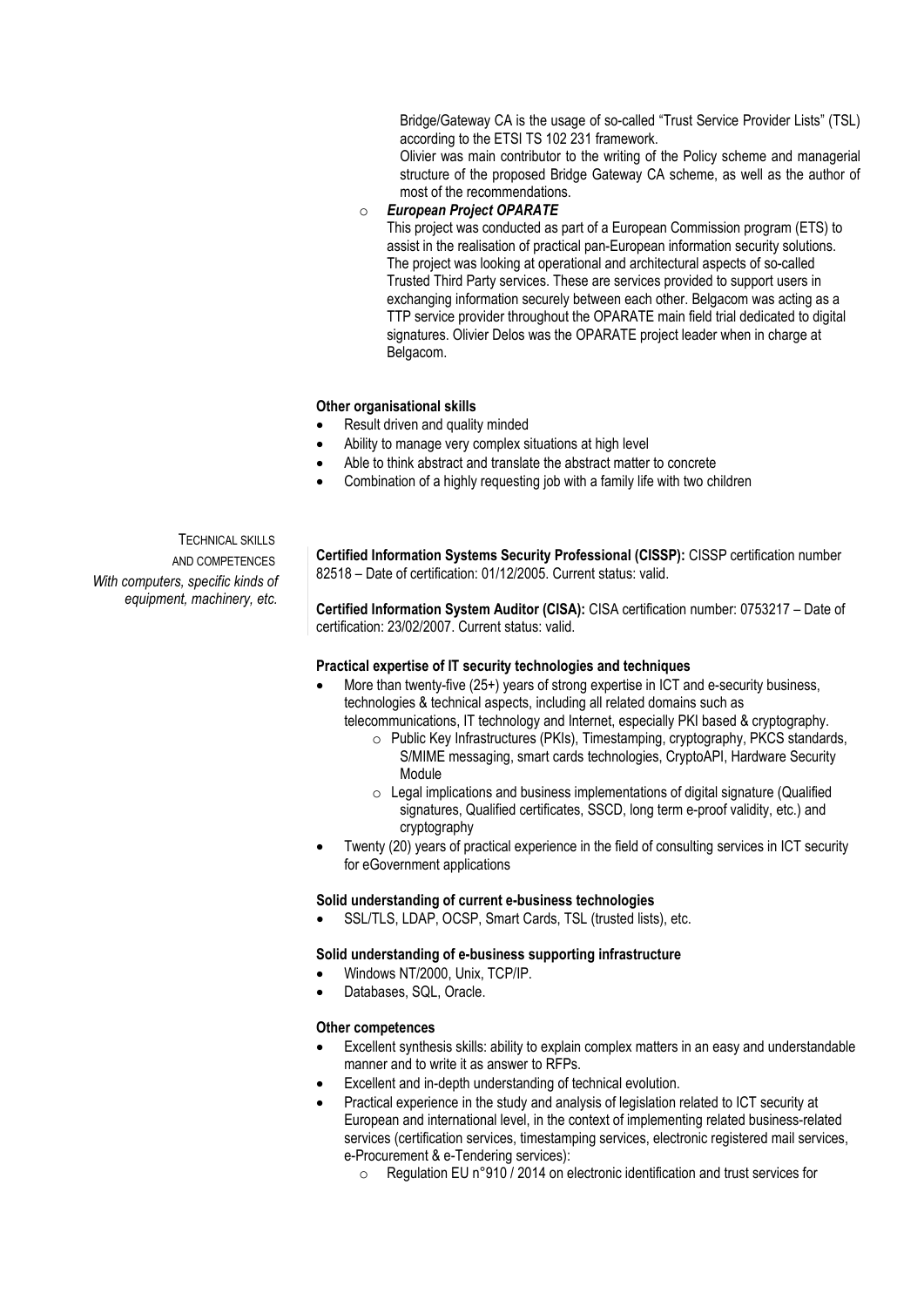Bridge/Gateway CA is the usage of so-called "Trust Service Provider Lists" (TSL) according to the ETSI TS 102 231 framework.

Olivier was main contributor to the writing of the Policy scheme and managerial structure of the proposed Bridge Gateway CA scheme, as well as the author of most of the recommendations.

- ***European Project OPARATE***

  This project was conducted as part of a European Commission program (ETS) to assist in the realisation of practical pan-European information security solutions. The project was looking at operational and architectural aspects of so-called Trusted Third Party services. These are services provided to support users in exchanging information securely between each other. Belgacom was acting as a TTP service provider throughout the OPARATE main field trial dedicated to digital signatures. Olivier Delos was the OPARATE project leader when in charge at Belgacom.

**Other organisational skills**

- Result driven and quality minded
- Ability to manage very complex situations at high level
- Able to think abstract and translate the abstract matter to concrete
- Combination of a highly requesting job with a family life with two children

TECHNICAL SKILLS AND COMPETENCES
*With computers, specific kinds of equipment, machinery, etc.*

**Certified Information Systems Security Professional (CISSP):** CISSP certification number 82518 – Date of certification: 01/12/2005. Current status: valid.

**Certified Information System Auditor (CISA):** CISA certification number: 0753217 – Date of certification: 23/02/2007. Current status: valid.

**Practical expertise of IT security technologies and techniques**

- More than twenty-five (25+) years of strong expertise in ICT and e-security business, technologies & technical aspects, including all related domains such as telecommunications, IT technology and Internet, especially PKI based & cryptography.
  - Public Key Infrastructures (PKIs), Timestamping, cryptography, PKCS standards, S/MIME messaging, smart cards technologies, CryptoAPI, Hardware Security Module
  - Legal implications and business implementations of digital signature (Qualified signatures, Qualified certificates, SSCD, long term e-proof validity, etc.) and cryptography
- Twenty (20) years of practical experience in the field of consulting services in ICT security for eGovernment applications

**Solid understanding of current e-business technologies**

- SSL/TLS, LDAP, OCSP, Smart Cards, TSL (trusted lists), etc.

**Solid understanding of e-business supporting infrastructure**

- Windows NT/2000, Unix, TCP/IP.
- Databases, SQL, Oracle.

**Other competences**

- Excellent synthesis skills: ability to explain complex matters in an easy and understandable manner and to write it as answer to RFPs.
- Excellent and in-depth understanding of technical evolution.
- Practical experience in the study and analysis of legislation related to ICT security at European and international level, in the context of implementing related business-related services (certification services, timestamping services, electronic registered mail services, e-Procurement & e-Tendering services):
  - Regulation EU n°910 / 2014 on electronic identification and trust services for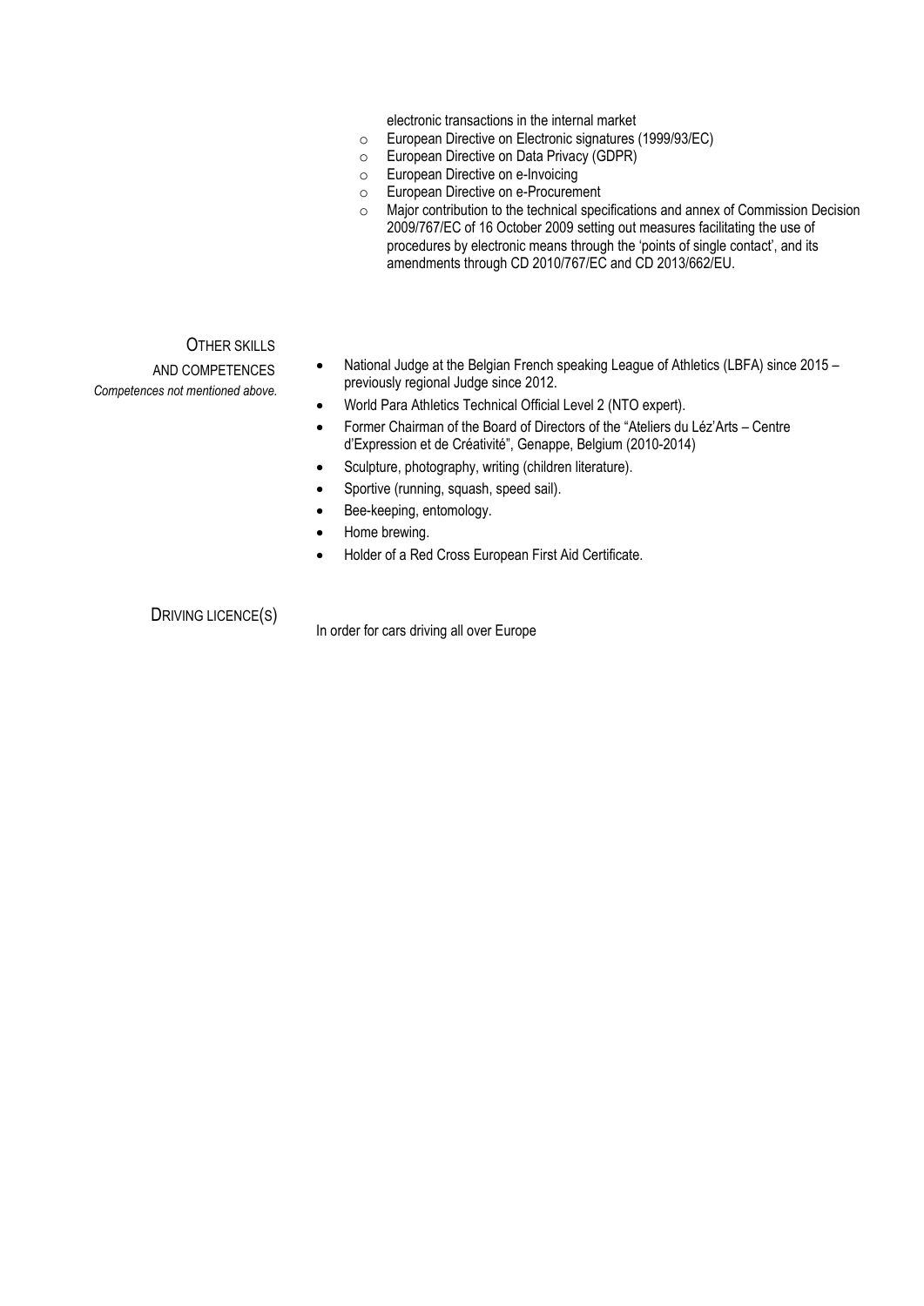electronic transactions in the internal market

- European Directive on Electronic signatures (1999/93/EC)
- European Directive on Data Privacy (GDPR)
- European Directive on e-Invoicing
- European Directive on e-Procurement
- Major contribution to the technical specifications and annex of Commission Decision 2009/767/EC of 16 October 2009 setting out measures facilitating the use of procedures by electronic means through the 'points of single contact', and its amendments through CD 2010/767/EC and CD 2013/662/EU.

## OTHER SKILLS AND COMPETENCES

*Competences not mentioned above.*

- National Judge at the Belgian French speaking League of Athletics (LBFA) since 2015 – previously regional Judge since 2012.
- World Para Athletics Technical Official Level 2 (NTO expert).
- Former Chairman of the Board of Directors of the "Ateliers du Léz'Arts – Centre d'Expression et de Créativité", Genappe, Belgium (2010-2014)
- Sculpture, photography, writing (children literature).
- Sportive (running, squash, speed sail).
- Bee-keeping, entomology.
- Home brewing.
- Holder of a Red Cross European First Aid Certificate.

## DRIVING LICENCE(S)

In order for cars driving all over Europe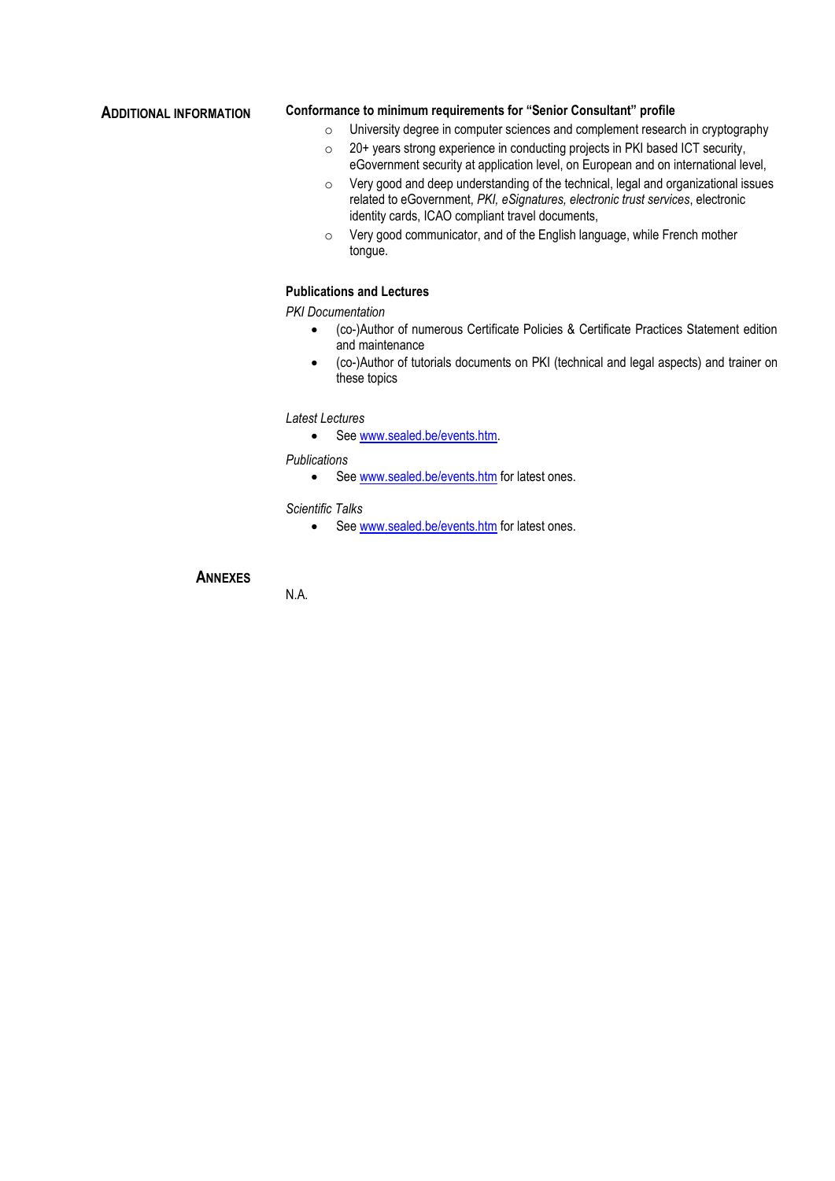## Additional Information

**Conformance to minimum requirements for "Senior Consultant" profile**

- University degree in computer sciences and complement research in cryptography
- 20+ years strong experience in conducting projects in PKI based ICT security, eGovernment security at application level, on European and on international level,
- Very good and deep understanding of the technical, legal and organizational issues related to eGovernment, *PKI, eSignatures, electronic trust services*, electronic identity cards, ICAO compliant travel documents,
- Very good communicator, and of the English language, while French mother tongue.

**Publications and Lectures**

*PKI Documentation*

- (co-)Author of numerous Certificate Policies & Certificate Practices Statement edition and maintenance
- (co-)Author of tutorials documents on PKI (technical and legal aspects) and trainer on these topics

*Latest Lectures*

- See [www.sealed.be/events.htm](www.sealed.be/events.htm).

*Publications*

- See [www.sealed.be/events.htm](www.sealed.be/events.htm) for latest ones.

*Scientific Talks*

- See [www.sealed.be/events.htm](www.sealed.be/events.htm) for latest ones.

## Annexes

N.A.